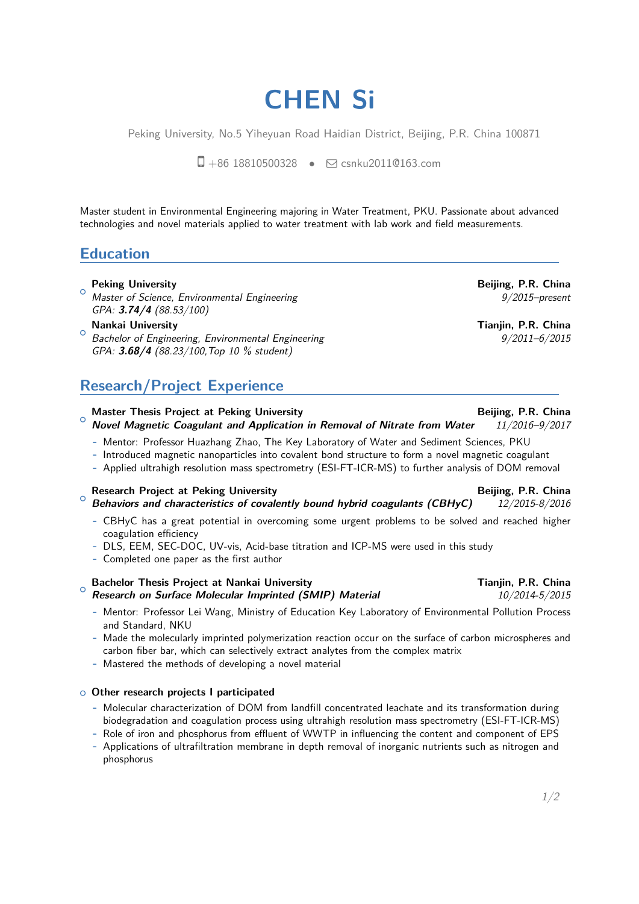# CHEN Si

Peking University, No.5 Yiheyuan Road Haidian District, Beijing, P.R. China 100871

+86 18810500328 • csnku2011@163.com

Master student in Environmental Engineering majoring in Water Treatment, PKU. Passionate about advanced technologies and novel materials applied to water treatment with lab work and field measurements.

## Education

- **Peking University** — **Beijing, P.R. China**
  *Master of Science, Environmental Engineering* — *9/2015–present*
  *GPA: **3.74/4** (88.53/100)*
- **Nankai University** — **Tianjin, P.R. China**
  *Bachelor of Engineering, Environmental Engineering* — *9/2011–6/2015*
  *GPA: **3.68/4** (88.23/100,Top 10 % student)*

## Research/Project Experience

- **Master Thesis Project at Peking University** — **Beijing, P.R. China**
  ***Novel Magnetic Coagulant and Application in Removal of Nitrate from Water*** — *11/2016–9/2017*
  - Mentor: Professor Huazhang Zhao, The Key Laboratory of Water and Sediment Sciences, PKU
  - Introduced magnetic nanoparticles into covalent bond structure to form a novel magnetic coagulant
  - Applied ultrahigh resolution mass spectrometry (ESI-FT-ICR-MS) to further analysis of DOM removal

- **Research Project at Peking University** — **Beijing, P.R. China**
  ***Behaviors and characteristics of covalently bound hybrid coagulants (CBHyC)*** — *12/2015-8/2016*
  - CBHyC has a great potential in overcoming some urgent problems to be solved and reached higher coagulation efficiency
  - DLS, EEM, SEC-DOC, UV-vis, Acid-base titration and ICP-MS were used in this study
  - Completed one paper as the first author

- **Bachelor Thesis Project at Nankai University** — **Tianjin, P.R. China**
  ***Research on Surface Molecular Imprinted (SMIP) Material*** — *10/2014-5/2015*
  - Mentor: Professor Lei Wang, Ministry of Education Key Laboratory of Environmental Pollution Process and Standard, NKU
  - Made the molecularly imprinted polymerization reaction occur on the surface of carbon microspheres and carbon fiber bar, which can selectively extract analytes from the complex matrix
  - Mastered the methods of developing a novel material

- **Other research projects I participated**
  - Molecular characterization of DOM from landfill concentrated leachate and its transformation during biodegradation and coagulation process using ultrahigh resolution mass spectrometry (ESI-FT-ICR-MS)
  - Role of iron and phosphorus from effluent of WWTP in influencing the content and component of EPS
  - Applications of ultrafiltration membrane in depth removal of inorganic nutrients such as nitrogen and phosphorus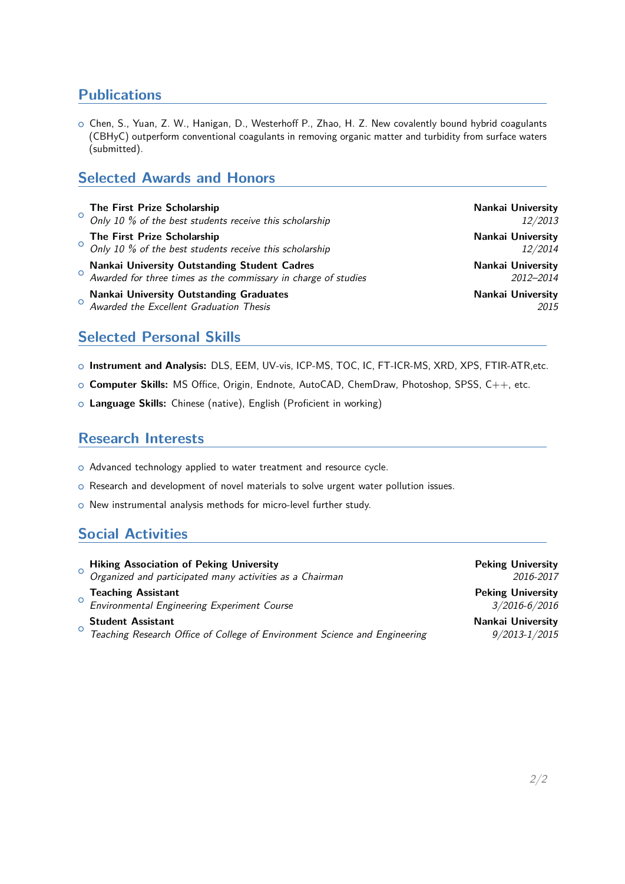## Publications

- Chen, S., Yuan, Z. W., Hanigan, D., Westerhoff P., Zhao, H. Z. New covalently bound hybrid coagulants (CBHyC) outperform conventional coagulants in removing organic matter and turbidity from surface waters (submitted).

## Selected Awards and Honors

- **The First Prize Scholarship** — **Nankai University**
  *Only 10 % of the best students receive this scholarship* — *12/2013*
- **The First Prize Scholarship** — **Nankai University**
  *Only 10 % of the best students receive this scholarship* — *12/2014*
- **Nankai University Outstanding Student Cadres** — **Nankai University**
  *Awarded for three times as the commissary in charge of studies* — *2012–2014*
- **Nankai University Outstanding Graduates** — **Nankai University**
  *Awarded the Excellent Graduation Thesis* — *2015*

## Selected Personal Skills

- **Instrument and Analysis:** DLS, EEM, UV-vis, ICP-MS, TOC, IC, FT-ICR-MS, XRD, XPS, FTIR-ATR,etc.
- **Computer Skills:** MS Office, Origin, Endnote, AutoCAD, ChemDraw, Photoshop, SPSS, C++, etc.
- **Language Skills:** Chinese (native), English (Proficient in working)

## Research Interests

- Advanced technology applied to water treatment and resource cycle.
- Research and development of novel materials to solve urgent water pollution issues.
- New instrumental analysis methods for micro-level further study.

## Social Activities

- **Hiking Association of Peking University** — **Peking University**
  *Organized and participated many activities as a Chairman* — *2016-2017*
- **Teaching Assistant** — **Peking University**
  *Environmental Engineering Experiment Course* — *3/2016-6/2016*
- **Student Assistant** — **Nankai University**
  *Teaching Research Office of College of Environment Science and Engineering* — *9/2013-1/2015*